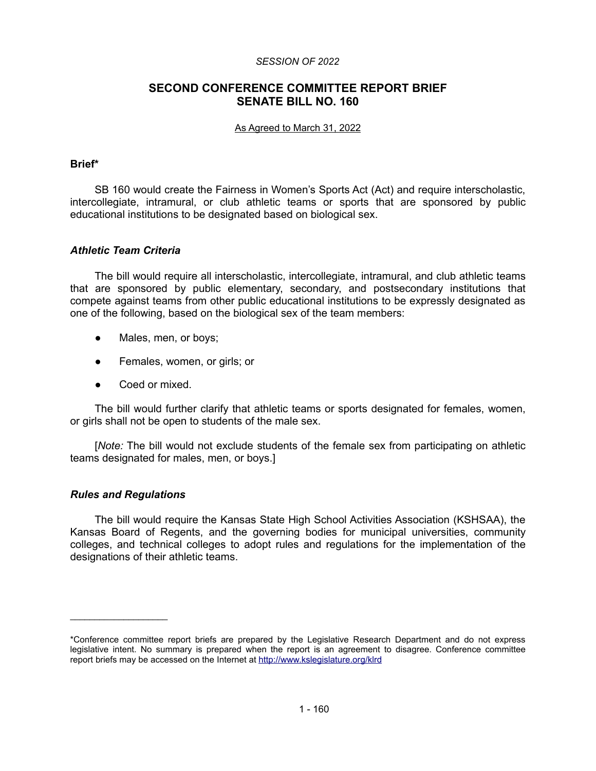*SESSION OF 2022*

# SECOND CONFERENCE COMMITTEE REPORT BRIEF
# SENATE BILL NO. 160

As Agreed to March 31, 2022

**Brief***

SB 160 would create the Fairness in Women's Sports Act (Act) and require interscholastic, intercollegiate, intramural, or club athletic teams or sports that are sponsored by public educational institutions to be designated based on biological sex.

### *Athletic Team Criteria*

The bill would require all interscholastic, intercollegiate, intramural, and club athletic teams that are sponsored by public elementary, secondary, and postsecondary institutions that compete against teams from other public educational institutions to be expressly designated as one of the following, based on the biological sex of the team members:

- Males, men, or boys;
- Females, women, or girls; or
- Coed or mixed.

The bill would further clarify that athletic teams or sports designated for females, women, or girls shall not be open to students of the male sex.

[*Note:* The bill would not exclude students of the female sex from participating on athletic teams designated for males, men, or boys.]

### *Rules and Regulations*

The bill would require the Kansas State High School Activities Association (KSHSAA), the Kansas Board of Regents, and the governing bodies for municipal universities, community colleges, and technical colleges to adopt rules and regulations for the implementation of the designations of their athletic teams.

---

*Conference committee report briefs are prepared by the Legislative Research Department and do not express legislative intent. No summary is prepared when the report is an agreement to disagree. Conference committee report briefs may be accessed on the Internet at http://www.kslegislature.org/klrd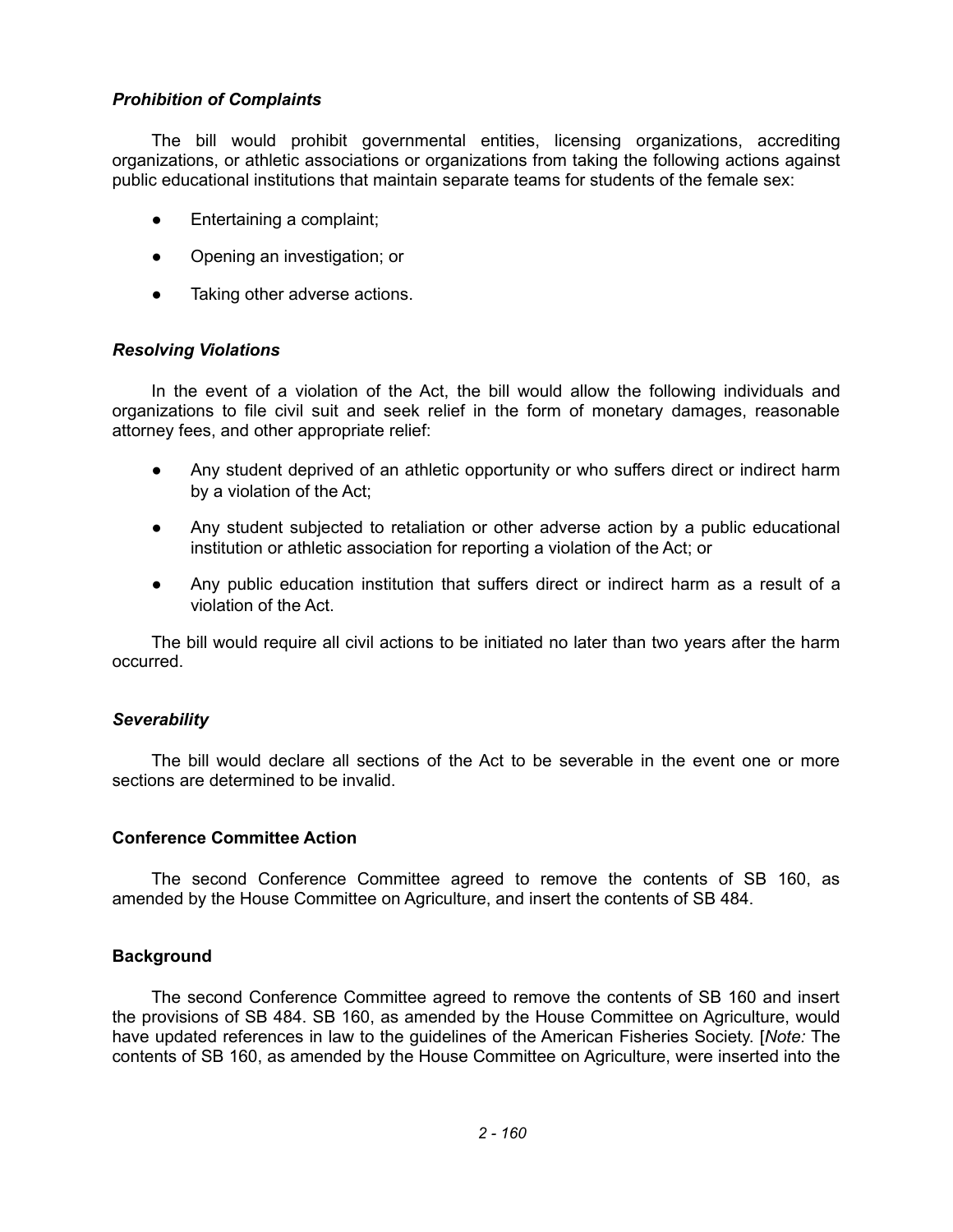### *Prohibition of Complaints*

The bill would prohibit governmental entities, licensing organizations, accrediting organizations, or athletic associations or organizations from taking the following actions against public educational institutions that maintain separate teams for students of the female sex:

- Entertaining a complaint;
- Opening an investigation; or
- Taking other adverse actions.

### *Resolving Violations*

In the event of a violation of the Act, the bill would allow the following individuals and organizations to file civil suit and seek relief in the form of monetary damages, reasonable attorney fees, and other appropriate relief:

- Any student deprived of an athletic opportunity or who suffers direct or indirect harm by a violation of the Act;
- Any student subjected to retaliation or other adverse action by a public educational institution or athletic association for reporting a violation of the Act; or
- Any public education institution that suffers direct or indirect harm as a result of a violation of the Act.

The bill would require all civil actions to be initiated no later than two years after the harm occurred.

### *Severability*

The bill would declare all sections of the Act to be severable in the event one or more sections are determined to be invalid.

## Conference Committee Action

The second Conference Committee agreed to remove the contents of SB 160, as amended by the House Committee on Agriculture, and insert the contents of SB 484.

## Background

The second Conference Committee agreed to remove the contents of SB 160 and insert the provisions of SB 484. SB 160, as amended by the House Committee on Agriculture, would have updated references in law to the guidelines of the American Fisheries Society. [*Note:* The contents of SB 160, as amended by the House Committee on Agriculture, were inserted into the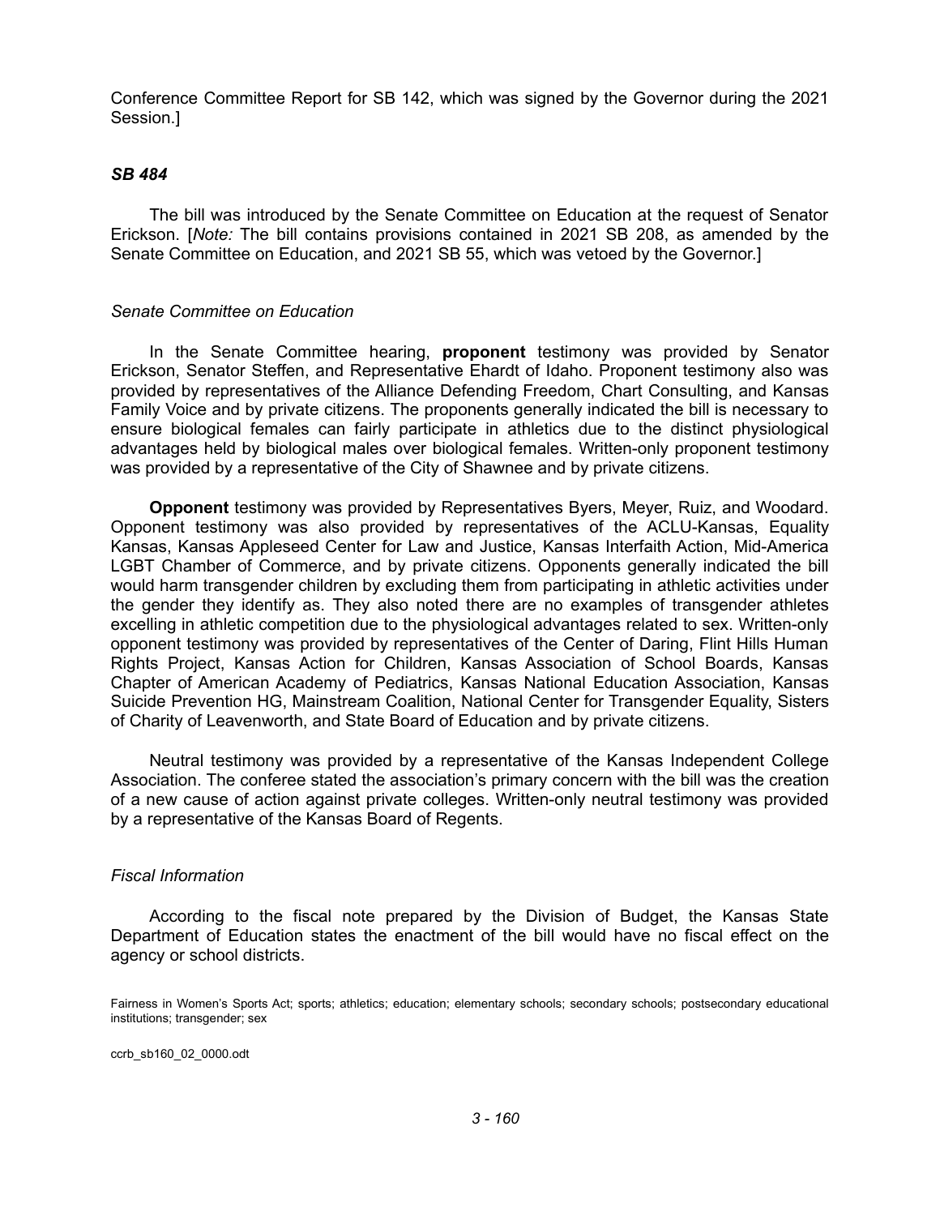Conference Committee Report for SB 142, which was signed by the Governor during the 2021 Session.]

### *SB 484*

The bill was introduced by the Senate Committee on Education at the request of Senator Erickson. [*Note:* The bill contains provisions contained in 2021 SB 208, as amended by the Senate Committee on Education, and 2021 SB 55, which was vetoed by the Governor.]

#### *Senate Committee on Education*

In the Senate Committee hearing, **proponent** testimony was provided by Senator Erickson, Senator Steffen, and Representative Ehardt of Idaho. Proponent testimony also was provided by representatives of the Alliance Defending Freedom, Chart Consulting, and Kansas Family Voice and by private citizens. The proponents generally indicated the bill is necessary to ensure biological females can fairly participate in athletics due to the distinct physiological advantages held by biological males over biological females. Written-only proponent testimony was provided by a representative of the City of Shawnee and by private citizens.

**Opponent** testimony was provided by Representatives Byers, Meyer, Ruiz, and Woodard. Opponent testimony was also provided by representatives of the ACLU-Kansas, Equality Kansas, Kansas Appleseed Center for Law and Justice, Kansas Interfaith Action, Mid-America LGBT Chamber of Commerce, and by private citizens. Opponents generally indicated the bill would harm transgender children by excluding them from participating in athletic activities under the gender they identify as. They also noted there are no examples of transgender athletes excelling in athletic competition due to the physiological advantages related to sex. Written-only opponent testimony was provided by representatives of the Center of Daring, Flint Hills Human Rights Project, Kansas Action for Children, Kansas Association of School Boards, Kansas Chapter of American Academy of Pediatrics, Kansas National Education Association, Kansas Suicide Prevention HG, Mainstream Coalition, National Center for Transgender Equality, Sisters of Charity of Leavenworth, and State Board of Education and by private citizens.

Neutral testimony was provided by a representative of the Kansas Independent College Association. The conferee stated the association's primary concern with the bill was the creation of a new cause of action against private colleges. Written-only neutral testimony was provided by a representative of the Kansas Board of Regents.

#### *Fiscal Information*

According to the fiscal note prepared by the Division of Budget, the Kansas State Department of Education states the enactment of the bill would have no fiscal effect on the agency or school districts.

Fairness in Women's Sports Act; sports; athletics; education; elementary schools; secondary schools; postsecondary educational institutions; transgender; sex

ccrb_sb160_02_0000.odt